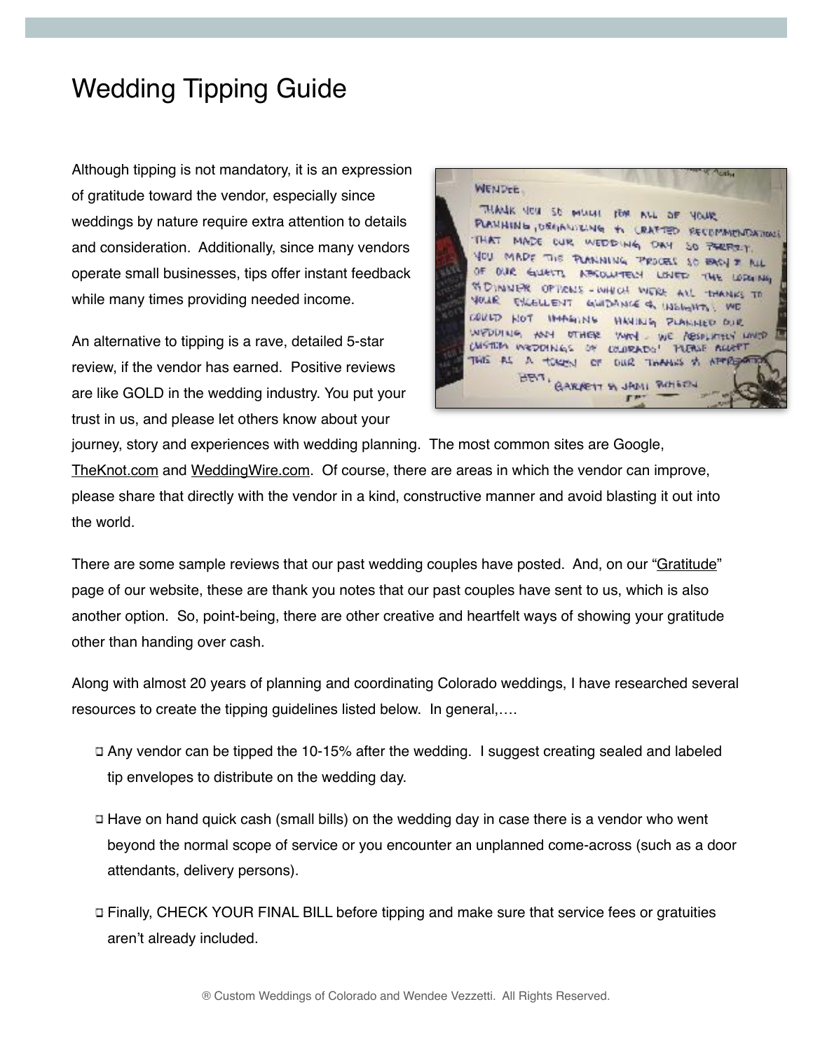# Wedding Tipping Guide

Although tipping is not mandatory, it is an expression of gratitude toward the vendor, especially since weddings by nature require extra attention to details and consideration. Additionally, since many vendors operate small businesses, tips offer instant feedback while many times providing needed income.

An alternative to tipping is a rave, detailed 5-star review, if the vendor has earned. Positive reviews are like GOLD in the wedding industry. You put your trust in us, and please let others know about your journey, story and experiences with wedding planning. The most common sites are Google, TheKnot.com and WeddingWire.com. Of course, there are areas in which the vendor can improve, please share that directly with the vendor in a kind, constructive manner and avoid blasting it out into the world.

There are some sample reviews that our past wedding couples have posted. And, on our "Gratitude" page of our website, these are thank you notes that our past couples have sent to us, which is also another option. So, point-being, there are other creative and heartfelt ways of showing your gratitude other than handing over cash.

Along with almost 20 years of planning and coordinating Colorado weddings, I have researched several resources to create the tipping guidelines listed below. In general,….

- Any vendor can be tipped the 10-15% after the wedding. I suggest creating sealed and labeled tip envelopes to distribute on the wedding day.
- Have on hand quick cash (small bills) on the wedding day in case there is a vendor who went beyond the normal scope of service or you encounter an unplanned come-across (such as a door attendants, delivery persons).
- Finally, CHECK YOUR FINAL BILL before tipping and make sure that service fees or gratuities aren't already included.

® Custom Weddings of Colorado and Wendee Vezzetti. All Rights Reserved.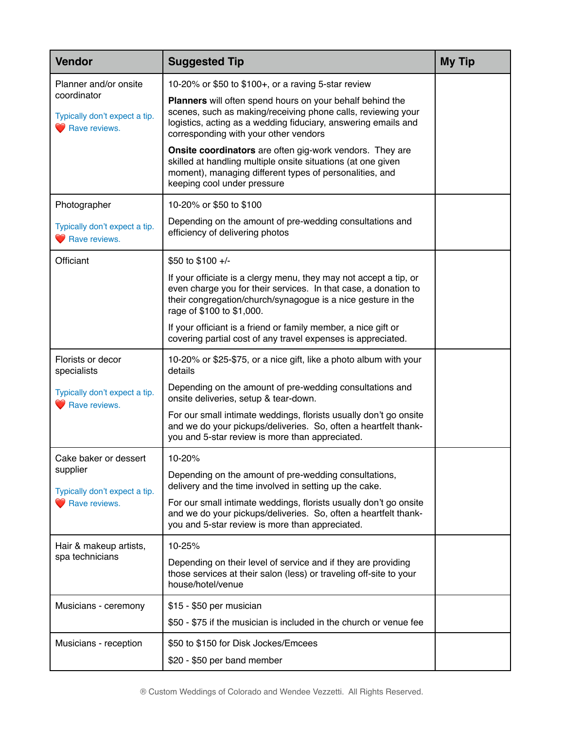| Vendor | Suggested Tip | My Tip |
| --- | --- | --- |
| Planner and/or onsite coordinator<br><br>Typically don't expect a tip.<br>❤️ Rave reviews. | 10-20% or $50 to $100+, or a raving 5-star review<br><br>**Planners** will often spend hours on your behalf behind the scenes, such as making/receiving phone calls, reviewing your logistics, acting as a wedding fiduciary, answering emails and corresponding with your other vendors<br><br>**Onsite coordinators** are often gig-work vendors. They are skilled at handling multiple onsite situations (at one given moment), managing different types of personalities, and keeping cool under pressure | |
| Photographer<br><br>Typically don't expect a tip.<br>❤️ Rave reviews. | 10-20% or $50 to $100<br><br>Depending on the amount of pre-wedding consultations and efficiency of delivering photos | |
| Officiant | $50 to $100 +/-<br><br>If your officiate is a clergy menu, they may not accept a tip, or even charge you for their services. In that case, a donation to their congregation/church/synagogue is a nice gesture in the rage of $100 to $1,000.<br><br>If your officiant is a friend or family member, a nice gift or covering partial cost of any travel expenses is appreciated. | |
| Florists or decor specialists<br><br>Typically don't expect a tip.<br>❤️ Rave reviews. | 10-20% or $25-$75, or a nice gift, like a photo album with your details<br><br>Depending on the amount of pre-wedding consultations and onsite deliveries, setup & tear-down.<br><br>For our small intimate weddings, florists usually don't go onsite and we do your pickups/deliveries. So, often a heartfelt thank-you and 5-star review is more than appreciated. | |
| Cake baker or dessert supplier<br><br>Typically don't expect a tip.<br>❤️ Rave reviews. | 10-20%<br><br>Depending on the amount of pre-wedding consultations, delivery and the time involved in setting up the cake.<br><br>For our small intimate weddings, florists usually don't go onsite and we do your pickups/deliveries. So, often a heartfelt thank-you and 5-star review is more than appreciated. | |
| Hair & makeup artists, spa technicians | 10-25%<br><br>Depending on their level of service and if they are providing those services at their salon (less) or traveling off-site to your house/hotel/venue | |
| Musicians - ceremony | $15 - $50 per musician<br><br>$50 - $75 if the musician is included in the church or venue fee | |
| Musicians - reception | $50 to $150 for Disk Jockes/Emcees<br><br>$20 - $50 per band member | |

® Custom Weddings of Colorado and Wendee Vezzetti. All Rights Reserved.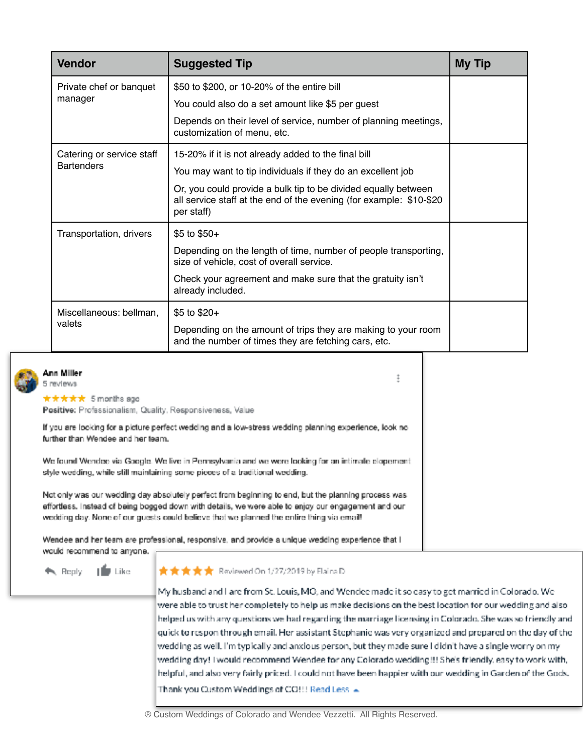| Vendor | Suggested Tip | My Tip |
|---|---|---|
| Private chef or banquet manager | $50 to $200, or 10-20% of the entire bill<br>You could also do a set amount like $5 per guest<br>Depends on their level of service, number of planning meetings, customization of menu, etc. | |
| Catering or service staff Bartenders | 15-20% if it is not already added to the final bill<br>You may want to tip individuals if they do an excellent job<br>Or, you could provide a bulk tip to be divided equally between all service staff at the end of the evening (for example: $10-$20 per staff) | |
| Transportation, drivers | $5 to $50+<br>Depending on the length of time, number of people transporting, size of vehicle, cost of overall service.<br>Check your agreement and make sure that the gratuity isn't already included. | |
| Miscellaneous: bellman, valets | $5 to $20+<br>Depending on the amount of trips they are making to your room and the number of times they are fetching cars, etc. | |

**Ann Miller**
5 reviews

★★★★★ 5 months ago

**Positive:** Professionalism, Quality, Responsiveness, Value

If you are looking for a picture perfect wedding and a low-stress wedding planning experience, look no further than Wendee and her team.

We found Wendee via Google. We live in Pennsylvania and we were looking for an intimate elopement style wedding, while still maintaining some pieces of a traditional wedding.

Not only was our wedding day absolutely perfect from beginning to end, but the planning process was effortless. Instead of being bogged down with details, we were able to enjoy our engagement and our wedding day. None of our guests could believe that we planned the entire thing via email!

Wendee and her team are professional, responsive, and provide a unique wedding experience that I would recommend to anyone.

Reply Like

★★★★★ Reviewed On 1/27/2019 by Elaina D

My husband and I are from St. Louis, MO, and Wendee made it so easy to get married in Colorado. We were able to trust her completely to help us make decisions on the best location for our wedding and also helped us with any questions we had regarding the marriage licensing in Colorado. She was so friendly and quick to respon through email. Her assistant Stephanie was very organized and prepared on the day of the wedding as well. I'm typically and anxious person, but they made sure I didn't have a single worry on my wedding day! I would recommend Wendee for any Colorado wedding!!! She's friendly, easy to work with, helpful, and also very fairly priced. I could not have been happier with our wedding in Garden of the Gods. Thank you Custom Weddings of CO!!! Read Less

® Custom Weddings of Colorado and Wendee Vezzetti. All Rights Reserved.